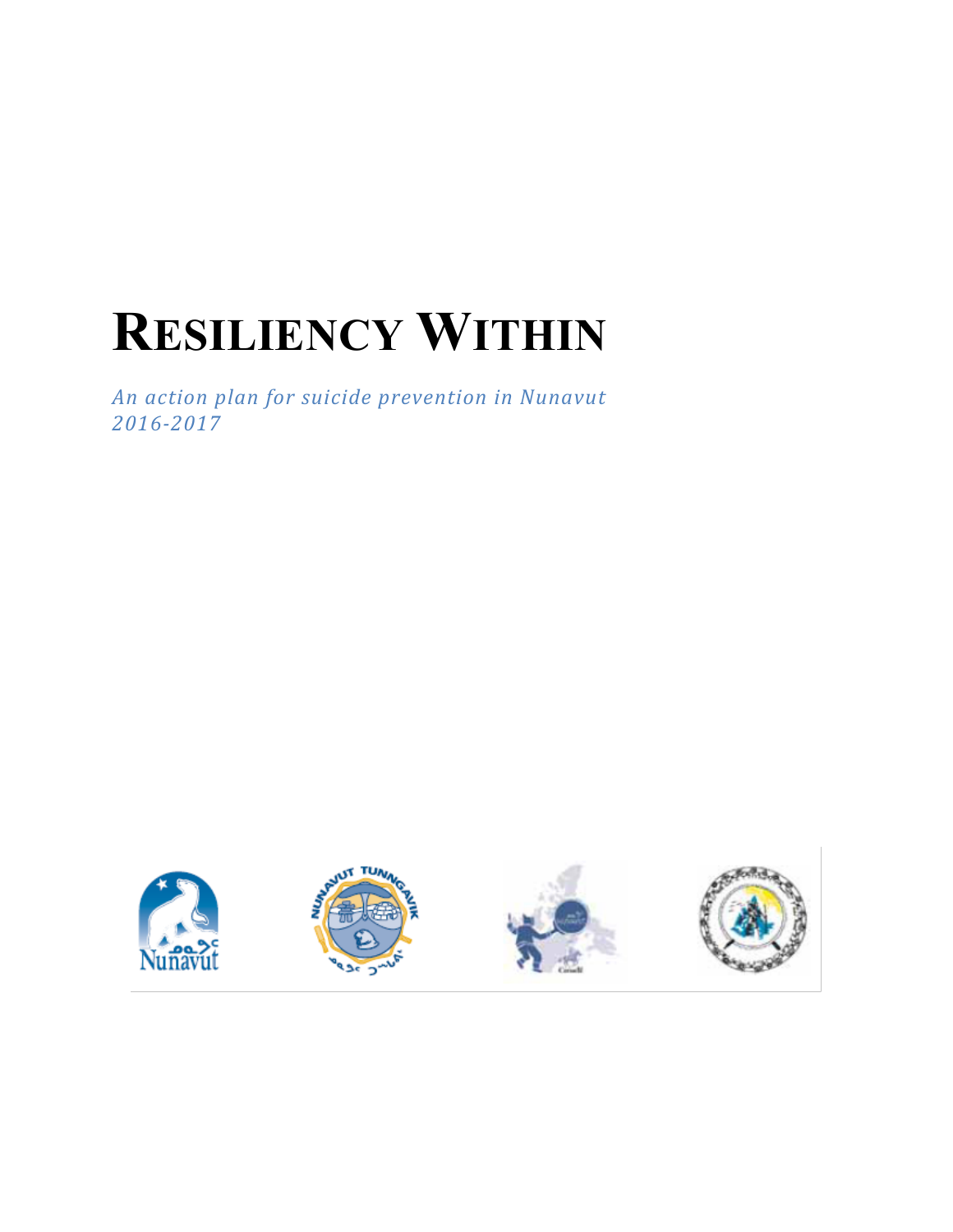# Resiliency Within

*An action plan for suicide prevention in Nunavut 2016-2017*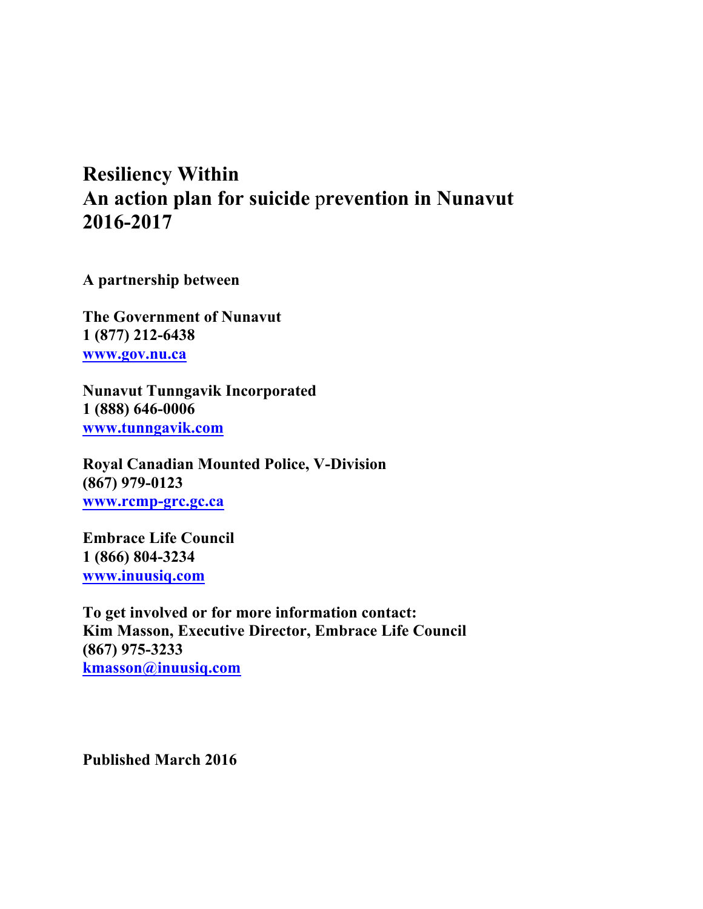# Resiliency Within
# An action plan for suicide prevention in Nunavut
# 2016-2017

**A partnership between**

**The Government of Nunavut**
**1 (877) 212-6438**
**www.gov.nu.ca**

**Nunavut Tunngavik Incorporated**
**1 (888) 646-0006**
**www.tunngavik.com**

**Royal Canadian Mounted Police, V-Division**
**(867) 979-0123**
**www.rcmp-grc.gc.ca**

**Embrace Life Council**
**1 (866) 804-3234**
**www.inuusiq.com**

**To get involved or for more information contact:**
**Kim Masson, Executive Director, Embrace Life Council**
**(867) 975-3233**
**kmasson@inuusiq.com**

**Published March 2016**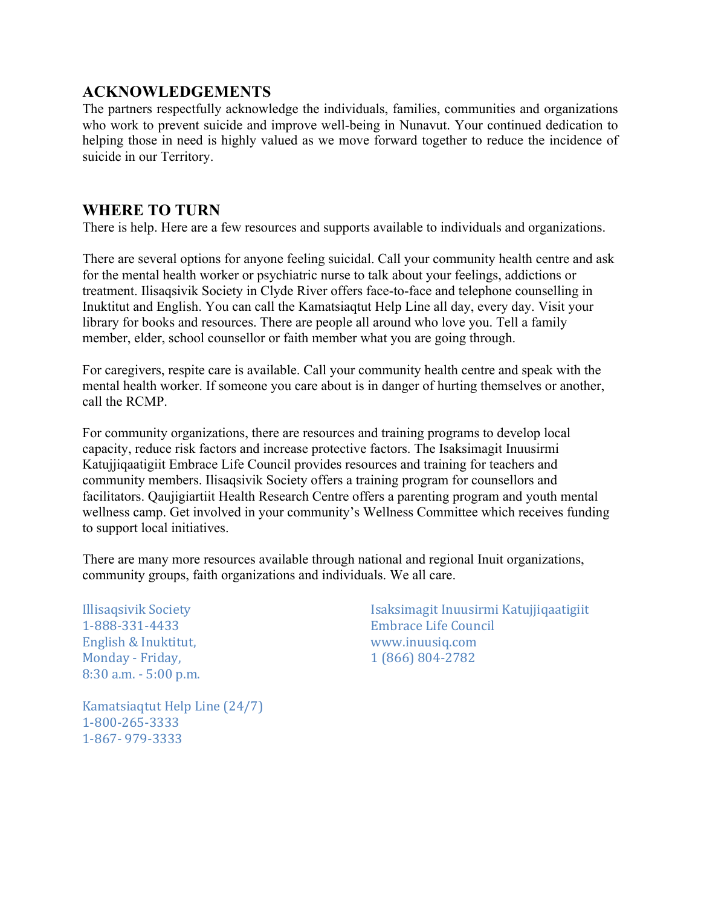## ACKNOWLEDGEMENTS

The partners respectfully acknowledge the individuals, families, communities and organizations who work to prevent suicide and improve well-being in Nunavut. Your continued dedication to helping those in need is highly valued as we move forward together to reduce the incidence of suicide in our Territory.

## WHERE TO TURN

There is help. Here are a few resources and supports available to individuals and organizations.

There are several options for anyone feeling suicidal. Call your community health centre and ask for the mental health worker or psychiatric nurse to talk about your feelings, addictions or treatment. Ilisaqsivik Society in Clyde River offers face-to-face and telephone counselling in Inuktitut and English. You can call the Kamatsiaqtut Help Line all day, every day. Visit your library for books and resources. There are people all around who love you. Tell a family member, elder, school counsellor or faith member what you are going through.

For caregivers, respite care is available. Call your community health centre and speak with the mental health worker. If someone you care about is in danger of hurting themselves or another, call the RCMP.

For community organizations, there are resources and training programs to develop local capacity, reduce risk factors and increase protective factors. The Isaksimagit Inuusirmi Katujjiqaatigiit Embrace Life Council provides resources and training for teachers and community members. Ilisaqsivik Society offers a training program for counsellors and facilitators. Qaujigiartiit Health Research Centre offers a parenting program and youth mental wellness camp. Get involved in your community's Wellness Committee which receives funding to support local initiatives.

There are many more resources available through national and regional Inuit organizations, community groups, faith organizations and individuals. We all care.

Illisaqsivik Society
1-888-331-4433
English & Inuktitut,
Monday - Friday,
8:30 a.m. - 5:00 p.m.

Kamatsiaqtut Help Line (24/7)
1-800-265-3333
1-867- 979-3333

Isaksimagit Inuusirmi Katujjiqaatigiit
Embrace Life Council
www.inuusiq.com
1 (866) 804-2782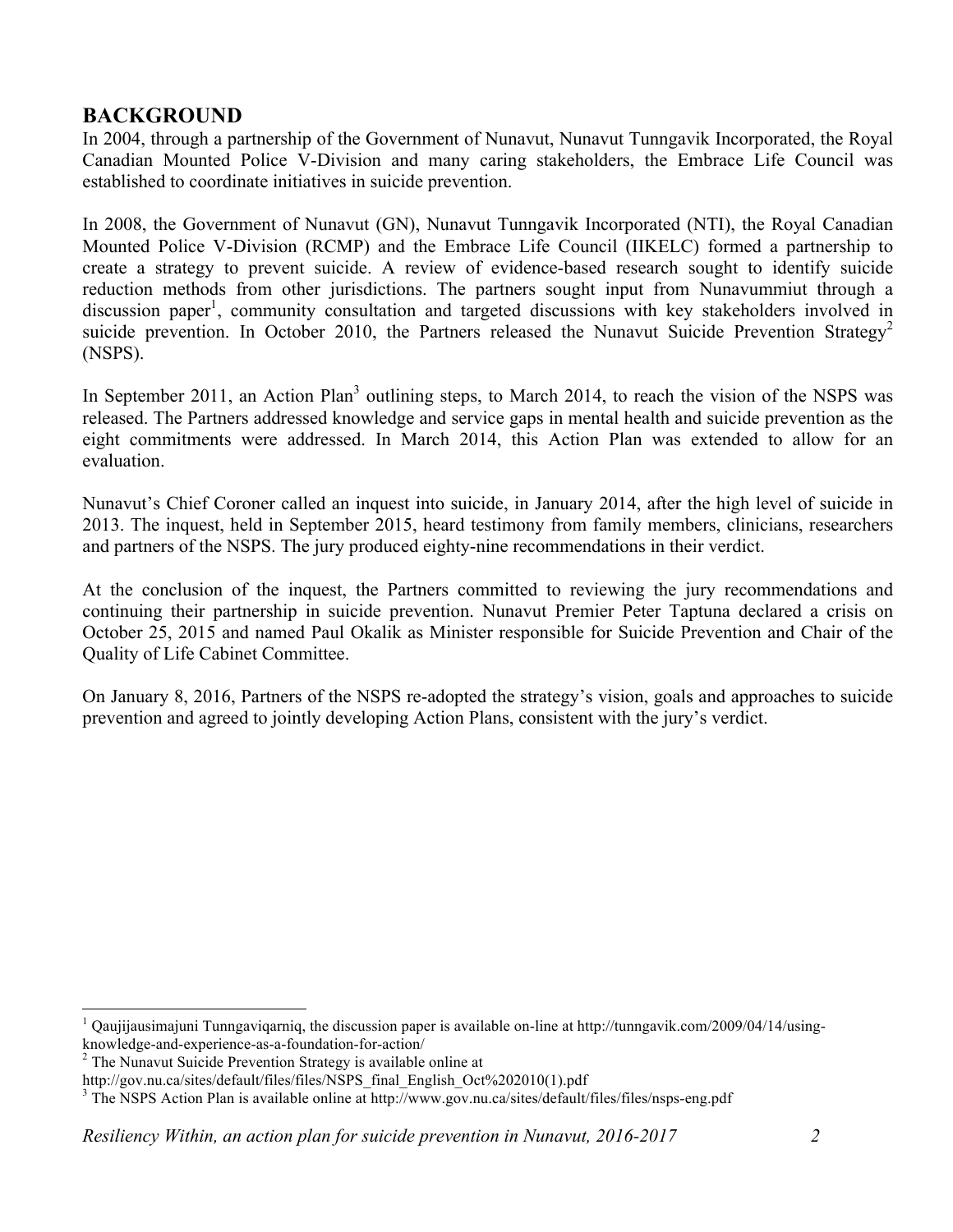## BACKGROUND

In 2004, through a partnership of the Government of Nunavut, Nunavut Tunngavik Incorporated, the Royal Canadian Mounted Police V-Division and many caring stakeholders, the Embrace Life Council was established to coordinate initiatives in suicide prevention.

In 2008, the Government of Nunavut (GN), Nunavut Tunngavik Incorporated (NTI), the Royal Canadian Mounted Police V-Division (RCMP) and the Embrace Life Council (IIKELC) formed a partnership to create a strategy to prevent suicide. A review of evidence-based research sought to identify suicide reduction methods from other jurisdictions. The partners sought input from Nunavummiut through a discussion paper[1], community consultation and targeted discussions with key stakeholders involved in suicide prevention. In October 2010, the Partners released the Nunavut Suicide Prevention Strategy[2] (NSPS).

In September 2011, an Action Plan[3] outlining steps, to March 2014, to reach the vision of the NSPS was released. The Partners addressed knowledge and service gaps in mental health and suicide prevention as the eight commitments were addressed. In March 2014, this Action Plan was extended to allow for an evaluation.

Nunavut's Chief Coroner called an inquest into suicide, in January 2014, after the high level of suicide in 2013. The inquest, held in September 2015, heard testimony from family members, clinicians, researchers and partners of the NSPS. The jury produced eighty-nine recommendations in their verdict.

At the conclusion of the inquest, the Partners committed to reviewing the jury recommendations and continuing their partnership in suicide prevention. Nunavut Premier Peter Taptuna declared a crisis on October 25, 2015 and named Paul Okalik as Minister responsible for Suicide Prevention and Chair of the Quality of Life Cabinet Committee.

On January 8, 2016, Partners of the NSPS re-adopted the strategy's vision, goals and approaches to suicide prevention and agreed to jointly developing Action Plans, consistent with the jury's verdict.

---

[1] Qaujijausimajuni Tunngaviqarniq, the discussion paper is available on-line at http://tunngavik.com/2009/04/14/using-knowledge-and-experience-as-a-foundation-for-action/

[2] The Nunavut Suicide Prevention Strategy is available online at http://gov.nu.ca/sites/default/files/files/NSPS_final_English_Oct%202010(1).pdf

[3] The NSPS Action Plan is available online at http://www.gov.nu.ca/sites/default/files/files/nsps-eng.pdf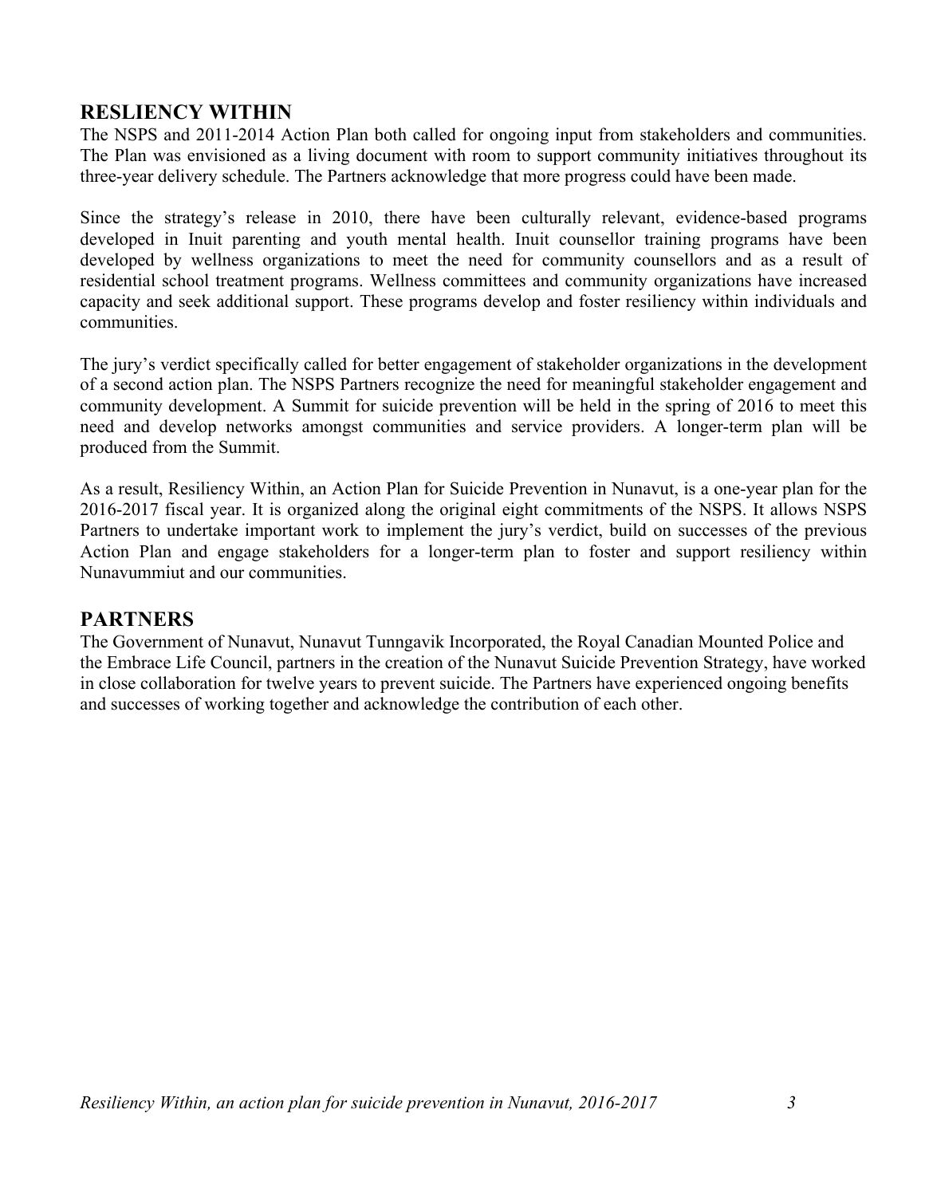## RESILIENCY WITHIN

The NSPS and 2011-2014 Action Plan both called for ongoing input from stakeholders and communities. The Plan was envisioned as a living document with room to support community initiatives throughout its three-year delivery schedule. The Partners acknowledge that more progress could have been made.

Since the strategy's release in 2010, there have been culturally relevant, evidence-based programs developed in Inuit parenting and youth mental health. Inuit counsellor training programs have been developed by wellness organizations to meet the need for community counsellors and as a result of residential school treatment programs. Wellness committees and community organizations have increased capacity and seek additional support. These programs develop and foster resiliency within individuals and communities.

The jury's verdict specifically called for better engagement of stakeholder organizations in the development of a second action plan. The NSPS Partners recognize the need for meaningful stakeholder engagement and community development. A Summit for suicide prevention will be held in the spring of 2016 to meet this need and develop networks amongst communities and service providers. A longer-term plan will be produced from the Summit.

As a result, Resiliency Within, an Action Plan for Suicide Prevention in Nunavut, is a one-year plan for the 2016-2017 fiscal year. It is organized along the original eight commitments of the NSPS. It allows NSPS Partners to undertake important work to implement the jury's verdict, build on successes of the previous Action Plan and engage stakeholders for a longer-term plan to foster and support resiliency within Nunavummiut and our communities.

## PARTNERS

The Government of Nunavut, Nunavut Tunngavik Incorporated, the Royal Canadian Mounted Police and the Embrace Life Council, partners in the creation of the Nunavut Suicide Prevention Strategy, have worked in close collaboration for twelve years to prevent suicide. The Partners have experienced ongoing benefits and successes of working together and acknowledge the contribution of each other.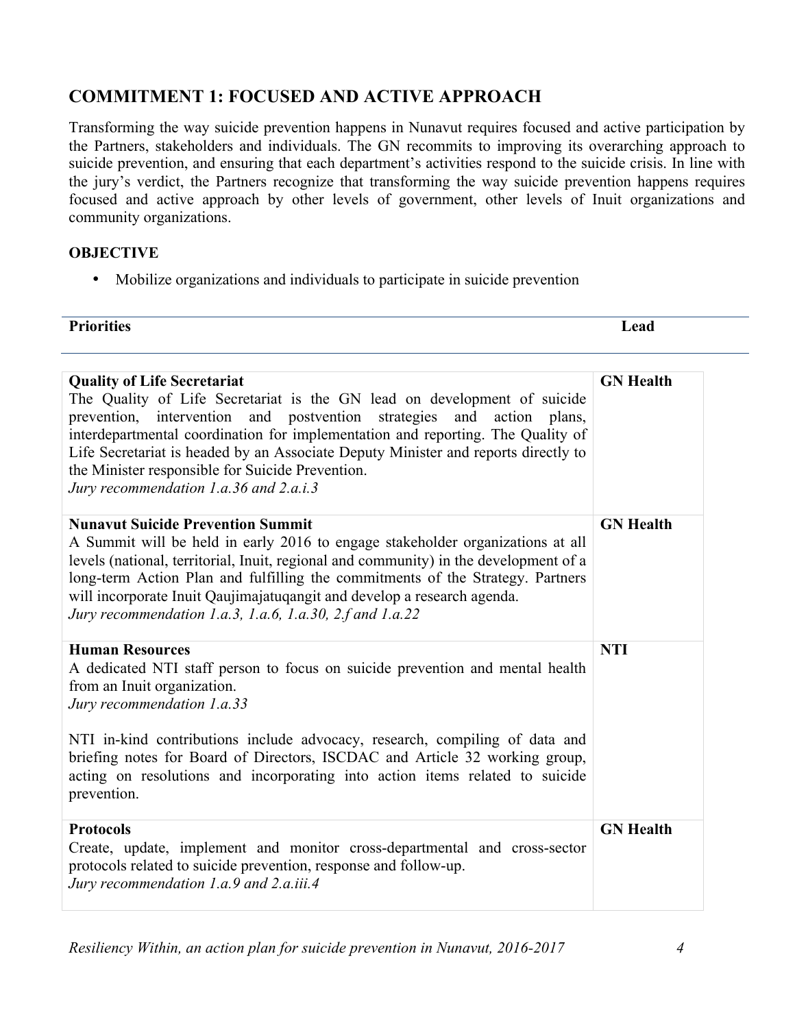## COMMITMENT 1: FOCUSED AND ACTIVE APPROACH

Transforming the way suicide prevention happens in Nunavut requires focused and active participation by the Partners, stakeholders and individuals. The GN recommits to improving its overarching approach to suicide prevention, and ensuring that each department's activities respond to the suicide crisis. In line with the jury's verdict, the Partners recognize that transforming the way suicide prevention happens requires focused and active approach by other levels of government, other levels of Inuit organizations and community organizations.

### OBJECTIVE

- Mobilize organizations and individuals to participate in suicide prevention

| Priorities | Lead |
|---|---|
| **Quality of Life Secretariat**<br>The Quality of Life Secretariat is the GN lead on development of suicide prevention, intervention and postvention strategies and action plans, interdepartmental coordination for implementation and reporting. The Quality of Life Secretariat is headed by an Associate Deputy Minister and reports directly to the Minister responsible for Suicide Prevention.<br>*Jury recommendation 1.a.36 and 2.a.i.3* | **GN Health** |
| **Nunavut Suicide Prevention Summit**<br>A Summit will be held in early 2016 to engage stakeholder organizations at all levels (national, territorial, Inuit, regional and community) in the development of a long-term Action Plan and fulfilling the commitments of the Strategy. Partners will incorporate Inuit Qaujimajatuqangit and develop a research agenda.<br>*Jury recommendation 1.a.3, 1.a.6, 1.a.30, 2.f and 1.a.22* | **GN Health** |
| **Human Resources**<br>A dedicated NTI staff person to focus on suicide prevention and mental health from an Inuit organization.<br>*Jury recommendation 1.a.33*<br><br>NTI in-kind contributions include advocacy, research, compiling of data and briefing notes for Board of Directors, ISCDAC and Article 32 working group, acting on resolutions and incorporating into action items related to suicide prevention. | **NTI** |
| **Protocols**<br>Create, update, implement and monitor cross-departmental and cross-sector protocols related to suicide prevention, response and follow-up.<br>*Jury recommendation 1.a.9 and 2.a.iii.4* | **GN Health** |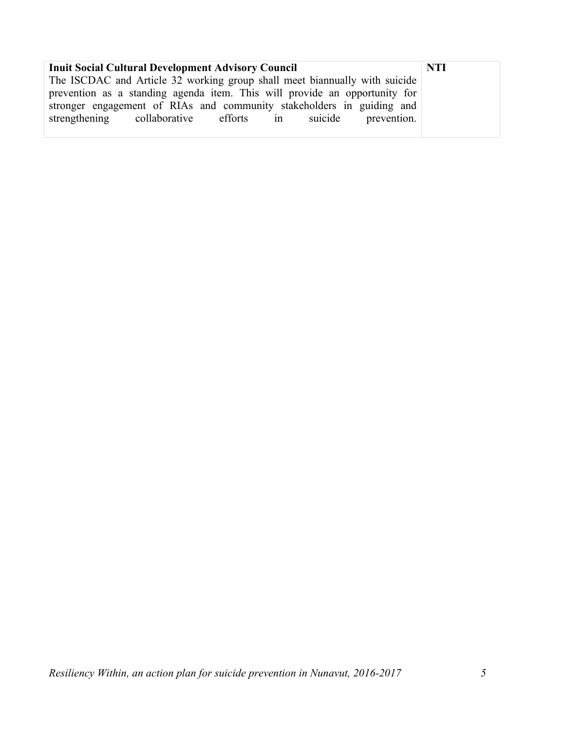| **Inuit Social Cultural Development Advisory Council**<br>The ISCDAC and Article 32 working group shall meet biannually with suicide prevention as a standing agenda item. This will provide an opportunity for stronger engagement of RIAs and community stakeholders in guiding and strengthening collaborative efforts in suicide prevention. | **NTI** |
|---|---|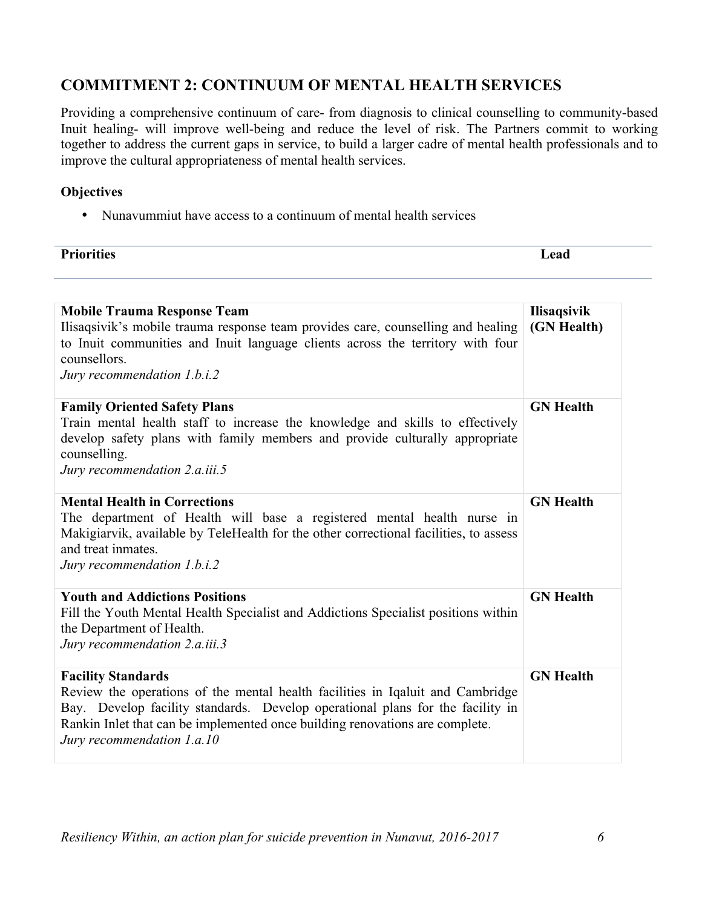## COMMITMENT 2: CONTINUUM OF MENTAL HEALTH SERVICES

Providing a comprehensive continuum of care- from diagnosis to clinical counselling to community-based Inuit healing- will improve well-being and reduce the level of risk. The Partners commit to working together to address the current gaps in service, to build a larger cadre of mental health professionals and to improve the cultural appropriateness of mental health services.

### Objectives

- Nunavummiut have access to a continuum of mental health services

| Priorities | Lead |
|---|---|
| **Mobile Trauma Response Team**<br>Ilisaqsivik's mobile trauma response team provides care, counselling and healing to Inuit communities and Inuit language clients across the territory with four counsellors.<br>*Jury recommendation 1.b.i.2* | **Ilisaqsivik (GN Health)** |
| **Family Oriented Safety Plans**<br>Train mental health staff to increase the knowledge and skills to effectively develop safety plans with family members and provide culturally appropriate counselling.<br>*Jury recommendation 2.a.iii.5* | **GN Health** |
| **Mental Health in Corrections**<br>The department of Health will base a registered mental health nurse in Makigiarvik, available by TeleHealth for the other correctional facilities, to assess and treat inmates.<br>*Jury recommendation 1.b.i.2* | **GN Health** |
| **Youth and Addictions Positions**<br>Fill the Youth Mental Health Specialist and Addictions Specialist positions within the Department of Health.<br>*Jury recommendation 2.a.iii.3* | **GN Health** |
| **Facility Standards**<br>Review the operations of the mental health facilities in Iqaluit and Cambridge Bay. Develop facility standards. Develop operational plans for the facility in Rankin Inlet that can be implemented once building renovations are complete.<br>*Jury recommendation 1.a.10* | **GN Health** |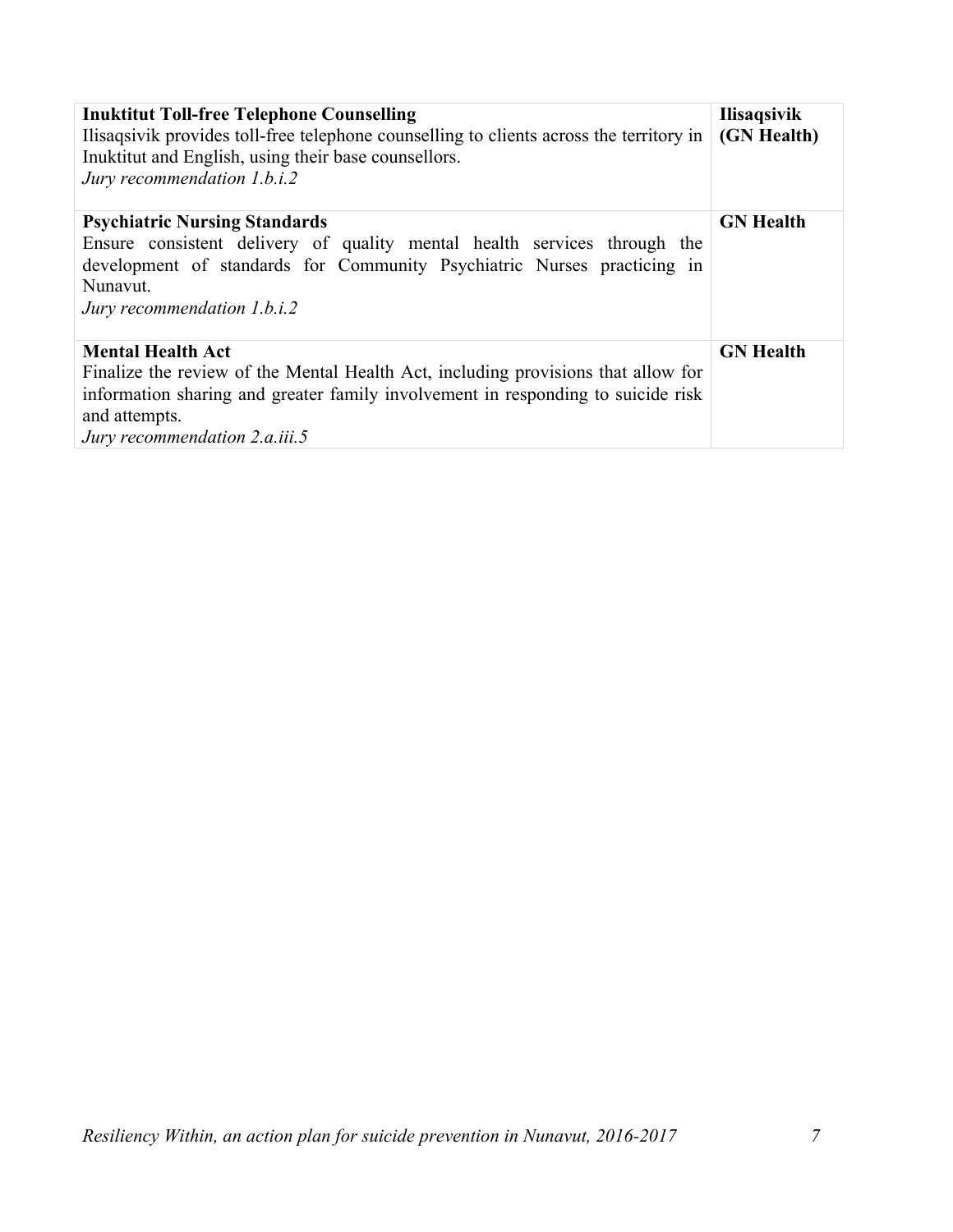| | |
|---|---|
| **Inuktitut Toll-free Telephone Counselling**<br>Ilisaqsivik provides toll-free telephone counselling to clients across the territory in Inuktitut and English, using their base counsellors.<br>*Jury recommendation 1.b.i.2* | **Ilisaqsivik (GN Health)** |
| **Psychiatric Nursing Standards**<br>Ensure consistent delivery of quality mental health services through the development of standards for Community Psychiatric Nurses practicing in Nunavut.<br>*Jury recommendation 1.b.i.2* | **GN Health** |
| **Mental Health Act**<br>Finalize the review of the Mental Health Act, including provisions that allow for information sharing and greater family involvement in responding to suicide risk and attempts.<br>*Jury recommendation 2.a.iii.5* | **GN Health** |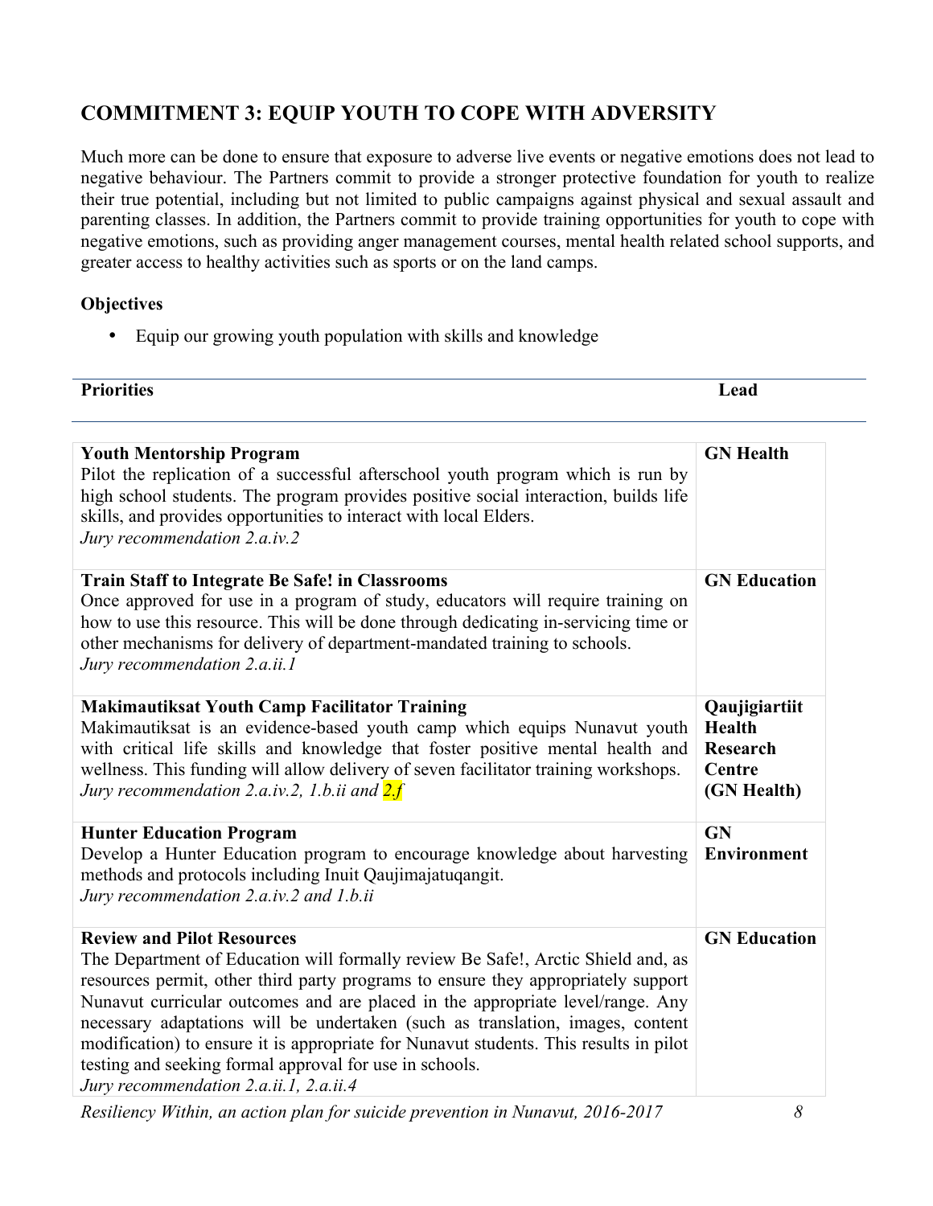## COMMITMENT 3: EQUIP YOUTH TO COPE WITH ADVERSITY

Much more can be done to ensure that exposure to adverse live events or negative emotions does not lead to negative behaviour. The Partners commit to provide a stronger protective foundation for youth to realize their true potential, including but not limited to public campaigns against physical and sexual assault and parenting classes. In addition, the Partners commit to provide training opportunities for youth to cope with negative emotions, such as providing anger management courses, mental health related school supports, and greater access to healthy activities such as sports or on the land camps.

### Objectives

- Equip our growing youth population with skills and knowledge

| Priorities | Lead |
|---|---|
| **Youth Mentorship Program**<br>Pilot the replication of a successful afterschool youth program which is run by high school students. The program provides positive social interaction, builds life skills, and provides opportunities to interact with local Elders.<br>*Jury recommendation 2.a.iv.2* | **GN Health** |
| **Train Staff to Integrate Be Safe! in Classrooms**<br>Once approved for use in a program of study, educators will require training on how to use this resource. This will be done through dedicating in-servicing time or other mechanisms for delivery of department-mandated training to schools.<br>*Jury recommendation 2.a.ii.1* | **GN Education** |
| **Makimautiksat Youth Camp Facilitator Training**<br>Makimautiksat is an evidence-based youth camp which equips Nunavut youth with critical life skills and knowledge that foster positive mental health and wellness. This funding will allow delivery of seven facilitator training workshops.<br>*Jury recommendation 2.a.iv.2, 1.b.ii and 2.f* | **Qaujigiartiit Health Research Centre (GN Health)** |
| **Hunter Education Program**<br>Develop a Hunter Education program to encourage knowledge about harvesting methods and protocols including Inuit Qaujimajatuqangit.<br>*Jury recommendation 2.a.iv.2 and 1.b.ii* | **GN Environment** |
| **Review and Pilot Resources**<br>The Department of Education will formally review Be Safe!, Arctic Shield and, as resources permit, other third party programs to ensure they appropriately support Nunavut curricular outcomes and are placed in the appropriate level/range. Any necessary adaptations will be undertaken (such as translation, images, content modification) to ensure it is appropriate for Nunavut students. This results in pilot testing and seeking formal approval for use in schools.<br>*Jury recommendation 2.a.ii.1, 2.a.ii.4* | **GN Education** |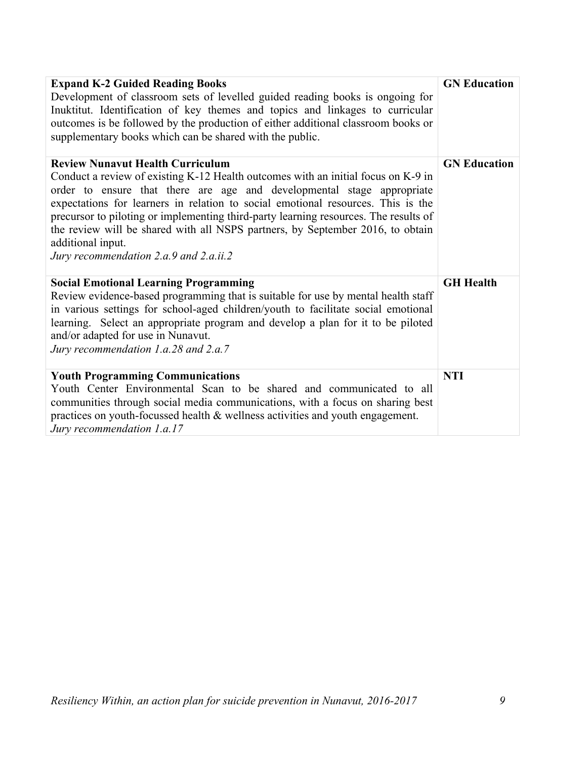| | |
|---|---|
| **Expand K-2 Guided Reading Books**<br>Development of classroom sets of levelled guided reading books is ongoing for Inuktitut. Identification of key themes and topics and linkages to curricular outcomes is be followed by the production of either additional classroom books or supplementary books which can be shared with the public. | **GN Education** |
| **Review Nunavut Health Curriculum**<br>Conduct a review of existing K-12 Health outcomes with an initial focus on K-9 in order to ensure that there are age and developmental stage appropriate expectations for learners in relation to social emotional resources. This is the precursor to piloting or implementing third-party learning resources. The results of the review will be shared with all NSPS partners, by September 2016, to obtain additional input.<br>*Jury recommendation 2.a.9 and 2.a.ii.2* | **GN Education** |
| **Social Emotional Learning Programming**<br>Review evidence-based programming that is suitable for use by mental health staff in various settings for school-aged children/youth to facilitate social emotional learning. Select an appropriate program and develop a plan for it to be piloted and/or adapted for use in Nunavut.<br>*Jury recommendation 1.a.28 and 2.a.7* | **GH Health** |
| **Youth Programming Communications**<br>Youth Center Environmental Scan to be shared and communicated to all communities through social media communications, with a focus on sharing best practices on youth-focussed health & wellness activities and youth engagement.<br>*Jury recommendation 1.a.17* | **NTI** |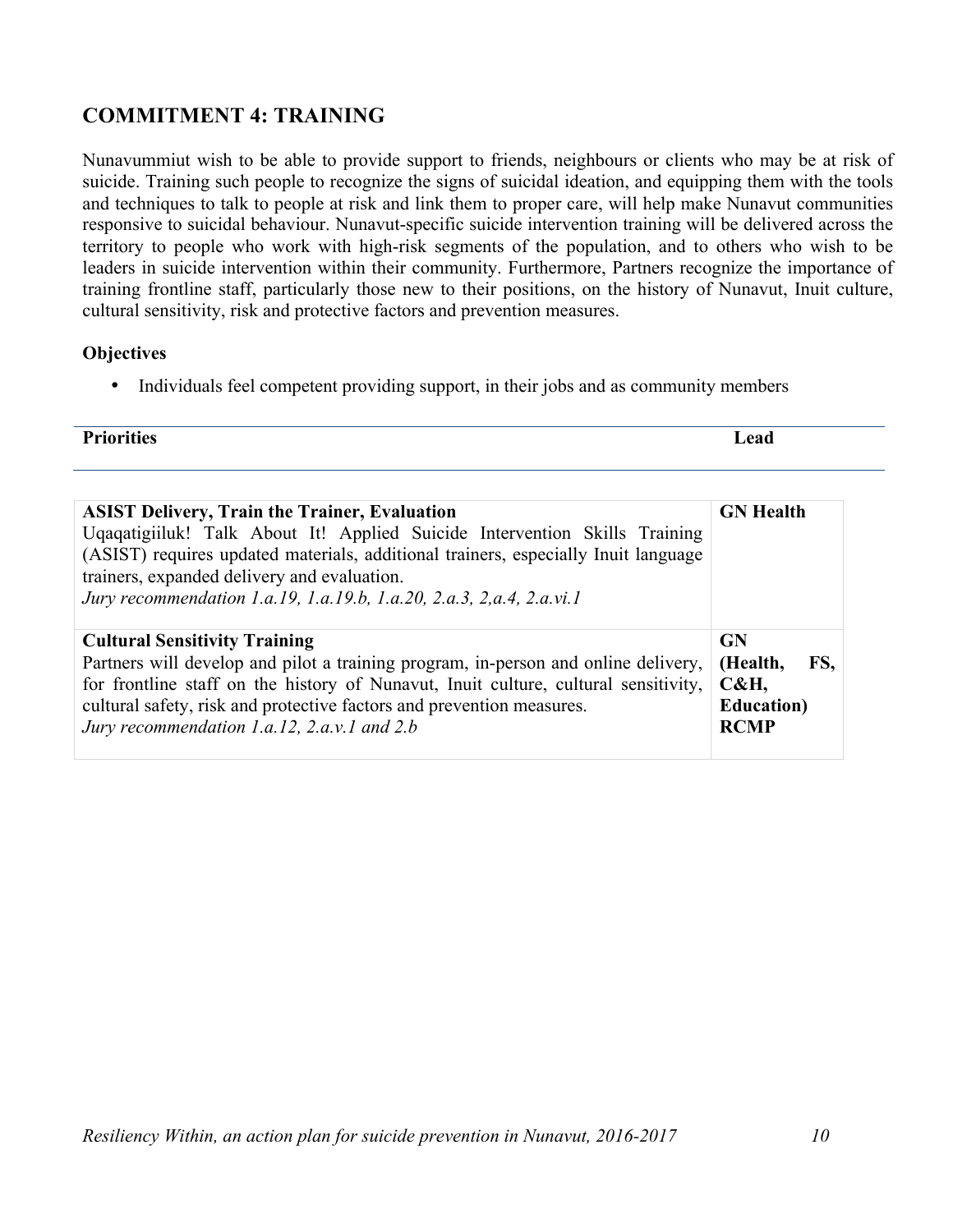## COMMITMENT 4: TRAINING

Nunavummiut wish to be able to provide support to friends, neighbours or clients who may be at risk of suicide. Training such people to recognize the signs of suicidal ideation, and equipping them with the tools and techniques to talk to people at risk and link them to proper care, will help make Nunavut communities responsive to suicidal behaviour. Nunavut-specific suicide intervention training will be delivered across the territory to people who work with high-risk segments of the population, and to others who wish to be leaders in suicide intervention within their community. Furthermore, Partners recognize the importance of training frontline staff, particularly those new to their positions, on the history of Nunavut, Inuit culture, cultural sensitivity, risk and protective factors and prevention measures.

### Objectives

- Individuals feel competent providing support, in their jobs and as community members

| Priorities | Lead |
|---|---|
| **ASIST Delivery, Train the Trainer, Evaluation**<br>Uqaqatigiiluk! Talk About It! Applied Suicide Intervention Skills Training (ASIST) requires updated materials, additional trainers, especially Inuit language trainers, expanded delivery and evaluation.<br>*Jury recommendation 1.a.19, 1.a.19.b, 1.a.20, 2.a.3, 2,a.4, 2.a.vi.1* | **GN Health** |
| **Cultural Sensitivity Training**<br>Partners will develop and pilot a training program, in-person and online delivery, for frontline staff on the history of Nunavut, Inuit culture, cultural sensitivity, cultural safety, risk and protective factors and prevention measures.<br>*Jury recommendation 1.a.12, 2.a.v.1 and 2.b* | **GN (Health, FS, C&H, Education) RCMP** |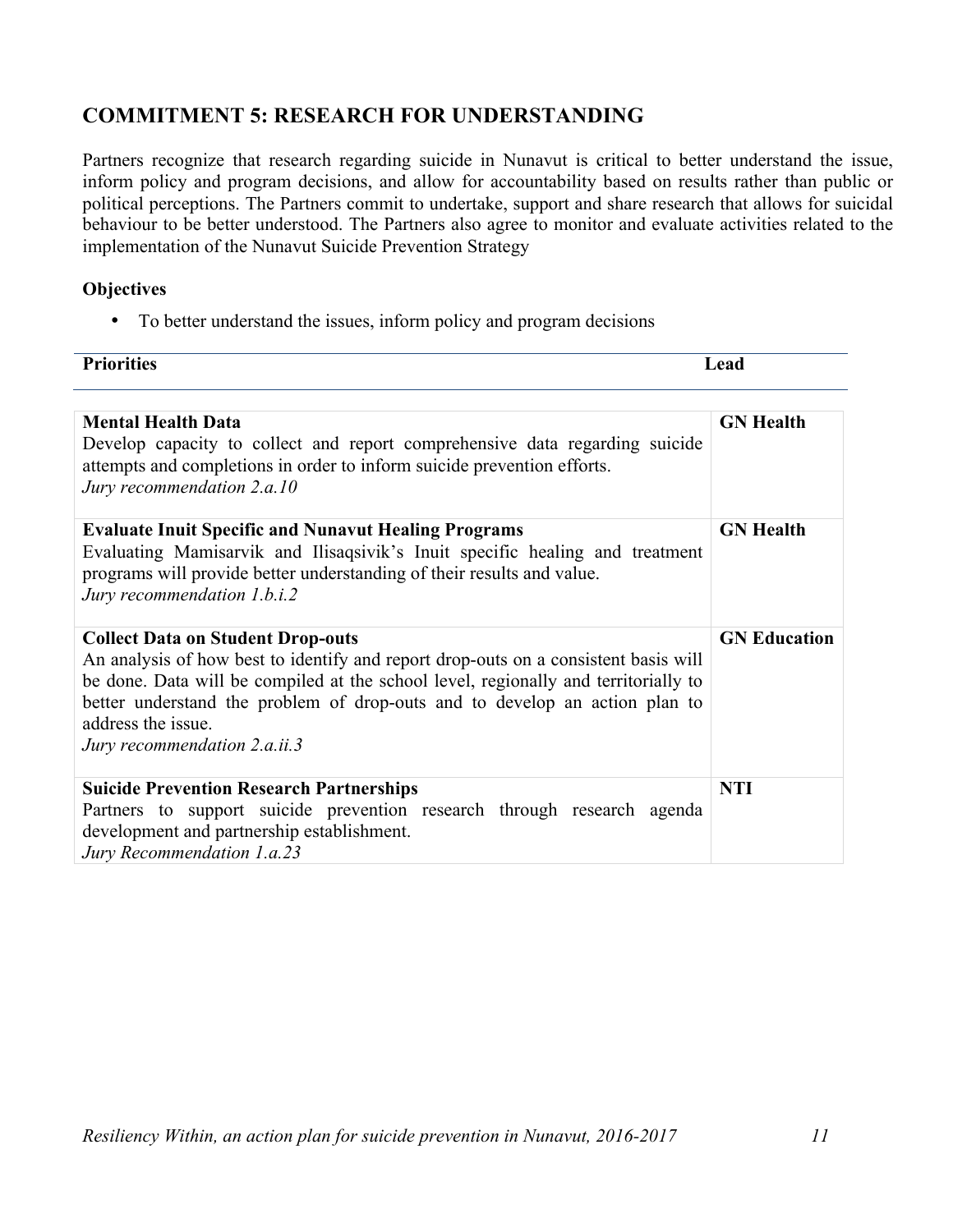## COMMITMENT 5: RESEARCH FOR UNDERSTANDING

Partners recognize that research regarding suicide in Nunavut is critical to better understand the issue, inform policy and program decisions, and allow for accountability based on results rather than public or political perceptions. The Partners commit to undertake, support and share research that allows for suicidal behaviour to be better understood. The Partners also agree to monitor and evaluate activities related to the implementation of the Nunavut Suicide Prevention Strategy

### Objectives

- To better understand the issues, inform policy and program decisions

| Priorities | Lead |
|---|---|
| **Mental Health Data**<br>Develop capacity to collect and report comprehensive data regarding suicide attempts and completions in order to inform suicide prevention efforts.<br>*Jury recommendation 2.a.10* | **GN Health** |
| **Evaluate Inuit Specific and Nunavut Healing Programs**<br>Evaluating Mamisarvik and Ilisaqsivik's Inuit specific healing and treatment programs will provide better understanding of their results and value.<br>*Jury recommendation 1.b.i.2* | **GN Health** |
| **Collect Data on Student Drop-outs**<br>An analysis of how best to identify and report drop-outs on a consistent basis will be done. Data will be compiled at the school level, regionally and territorially to better understand the problem of drop-outs and to develop an action plan to address the issue.<br>*Jury recommendation 2.a.ii.3* | **GN Education** |
| **Suicide Prevention Research Partnerships**<br>Partners to support suicide prevention research through research agenda development and partnership establishment.<br>*Jury Recommendation 1.a.23* | **NTI** |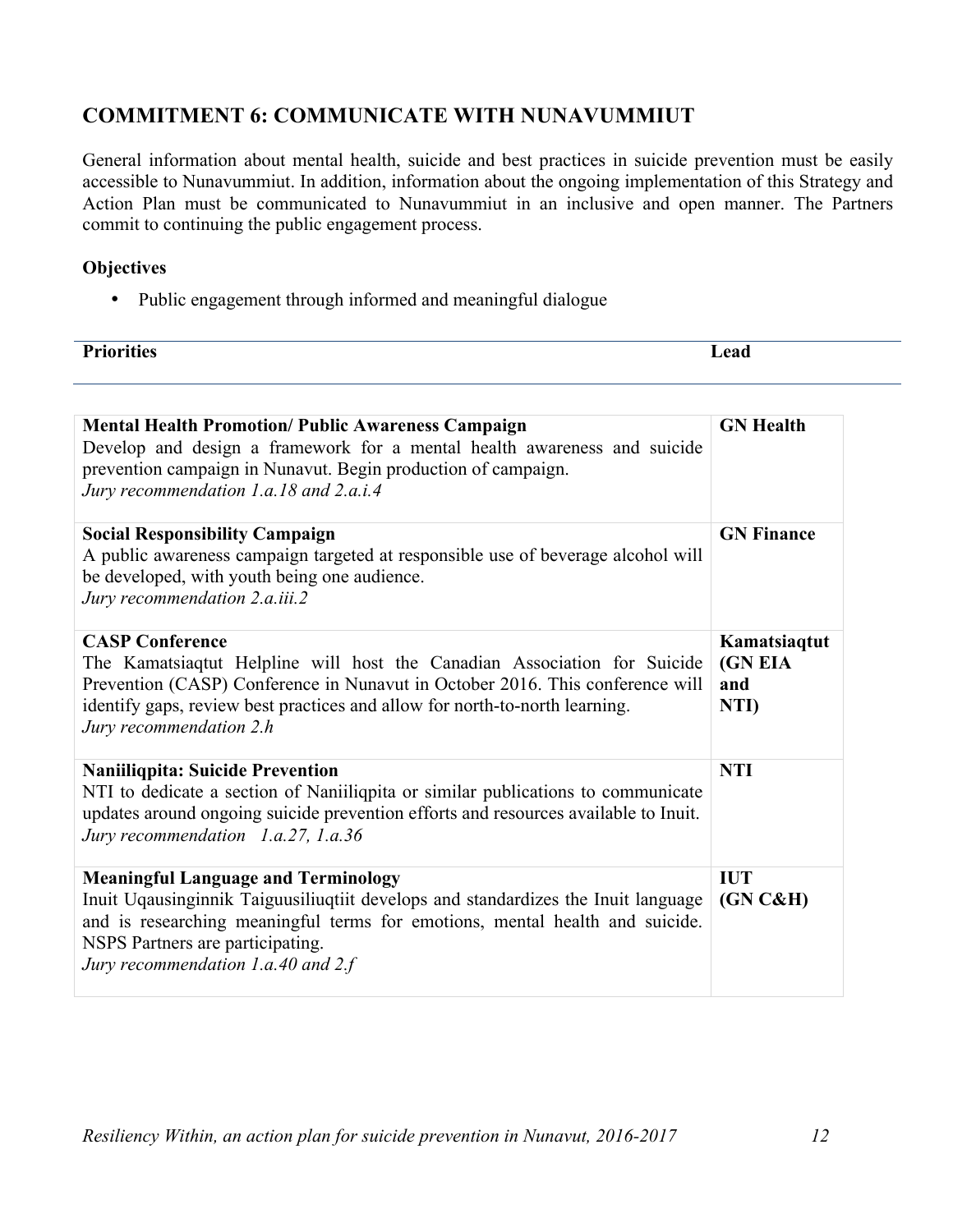## COMMITMENT 6: COMMUNICATE WITH NUNAVUMMIUT

General information about mental health, suicide and best practices in suicide prevention must be easily accessible to Nunavummiut. In addition, information about the ongoing implementation of this Strategy and Action Plan must be communicated to Nunavummiut in an inclusive and open manner. The Partners commit to continuing the public engagement process.

**Objectives**

- Public engagement through informed and meaningful dialogue

| Priorities | Lead |
|---|---|
| **Mental Health Promotion/ Public Awareness Campaign**<br>Develop and design a framework for a mental health awareness and suicide prevention campaign in Nunavut. Begin production of campaign.<br>*Jury recommendation 1.a.18 and 2.a.i.4* | **GN Health** |
| **Social Responsibility Campaign**<br>A public awareness campaign targeted at responsible use of beverage alcohol will be developed, with youth being one audience.<br>*Jury recommendation 2.a.iii.2* | **GN Finance** |
| **CASP Conference**<br>The Kamatsiaqtut Helpline will host the Canadian Association for Suicide Prevention (CASP) Conference in Nunavut in October 2016. This conference will identify gaps, review best practices and allow for north-to-north learning.<br>*Jury recommendation 2.h* | **Kamatsiaqtut (GN EIA and NTI)** |
| **Naniiliqpita: Suicide Prevention**<br>NTI to dedicate a section of Naniiliqpita or similar publications to communicate updates around ongoing suicide prevention efforts and resources available to Inuit.<br>*Jury recommendation 1.a.27, 1.a.36* | **NTI** |
| **Meaningful Language and Terminology**<br>Inuit Uqausinginnik Taiguusiliuqtiit develops and standardizes the Inuit language and is researching meaningful terms for emotions, mental health and suicide. NSPS Partners are participating.<br>*Jury recommendation 1.a.40 and 2.f* | **IUT (GN C&H)** |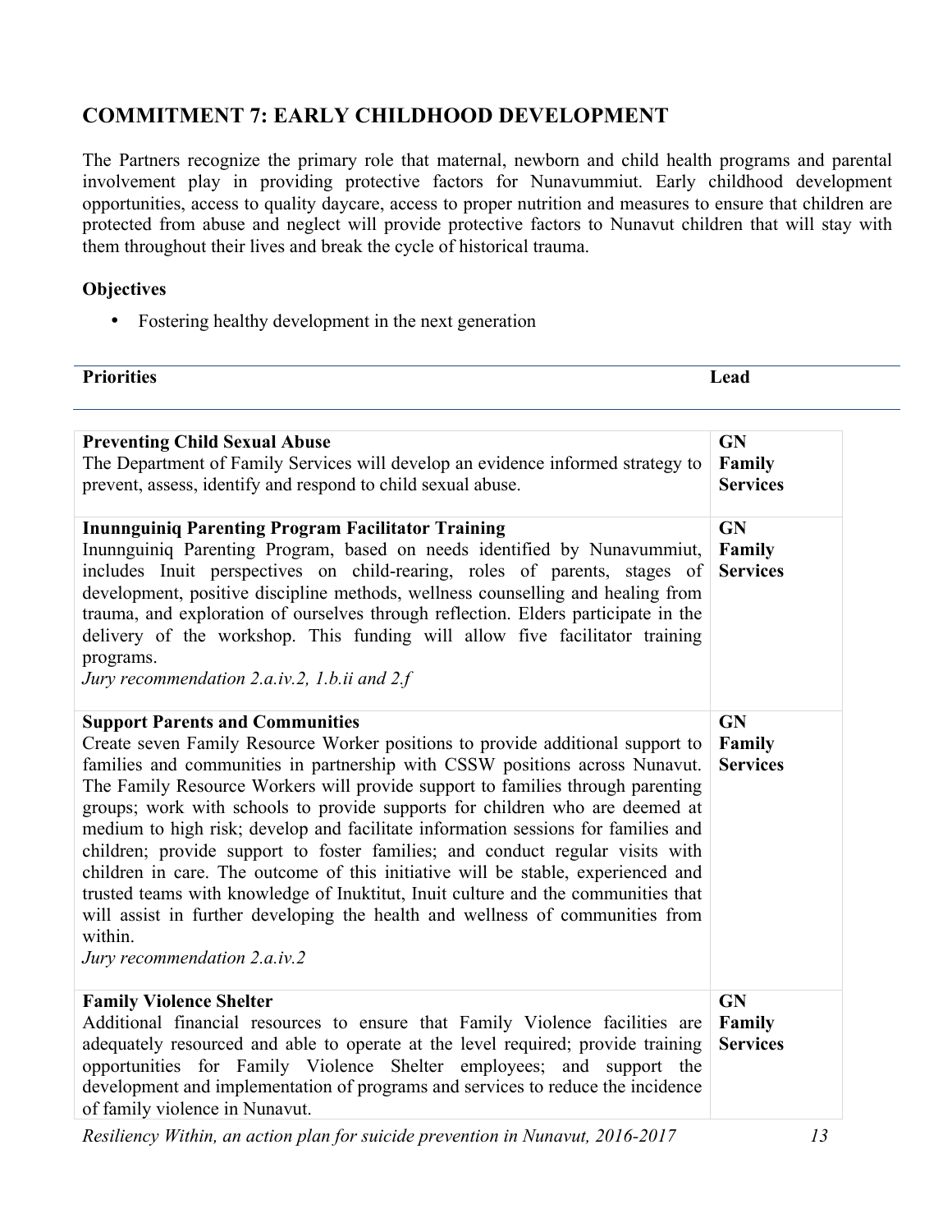## COMMITMENT 7: EARLY CHILDHOOD DEVELOPMENT

The Partners recognize the primary role that maternal, newborn and child health programs and parental involvement play in providing protective factors for Nunavummiut. Early childhood development opportunities, access to quality daycare, access to proper nutrition and measures to ensure that children are protected from abuse and neglect will provide protective factors to Nunavut children that will stay with them throughout their lives and break the cycle of historical trauma.

### Objectives

- Fostering healthy development in the next generation

| Priorities | Lead |
| --- | --- |
| **Preventing Child Sexual Abuse**<br>The Department of Family Services will develop an evidence informed strategy to prevent, assess, identify and respond to child sexual abuse. | **GN Family Services** |
| **Inunnguiniq Parenting Program Facilitator Training**<br>Inunnguiniq Parenting Program, based on needs identified by Nunavummiut, includes Inuit perspectives on child-rearing, roles of parents, stages of development, positive discipline methods, wellness counselling and healing from trauma, and exploration of ourselves through reflection. Elders participate in the delivery of the workshop. This funding will allow five facilitator training programs.<br>*Jury recommendation 2.a.iv.2, 1.b.ii and 2.f* | **GN Family Services** |
| **Support Parents and Communities**<br>Create seven Family Resource Worker positions to provide additional support to families and communities in partnership with CSSW positions across Nunavut. The Family Resource Workers will provide support to families through parenting groups; work with schools to provide supports for children who are deemed at medium to high risk; develop and facilitate information sessions for families and children; provide support to foster families; and conduct regular visits with children in care. The outcome of this initiative will be stable, experienced and trusted teams with knowledge of Inuktitut, Inuit culture and the communities that will assist in further developing the health and wellness of communities from within.<br>*Jury recommendation 2.a.iv.2* | **GN Family Services** |
| **Family Violence Shelter**<br>Additional financial resources to ensure that Family Violence facilities are adequately resourced and able to operate at the level required; provide training opportunities for Family Violence Shelter employees; and support the development and implementation of programs and services to reduce the incidence of family violence in Nunavut. | **GN Family Services** |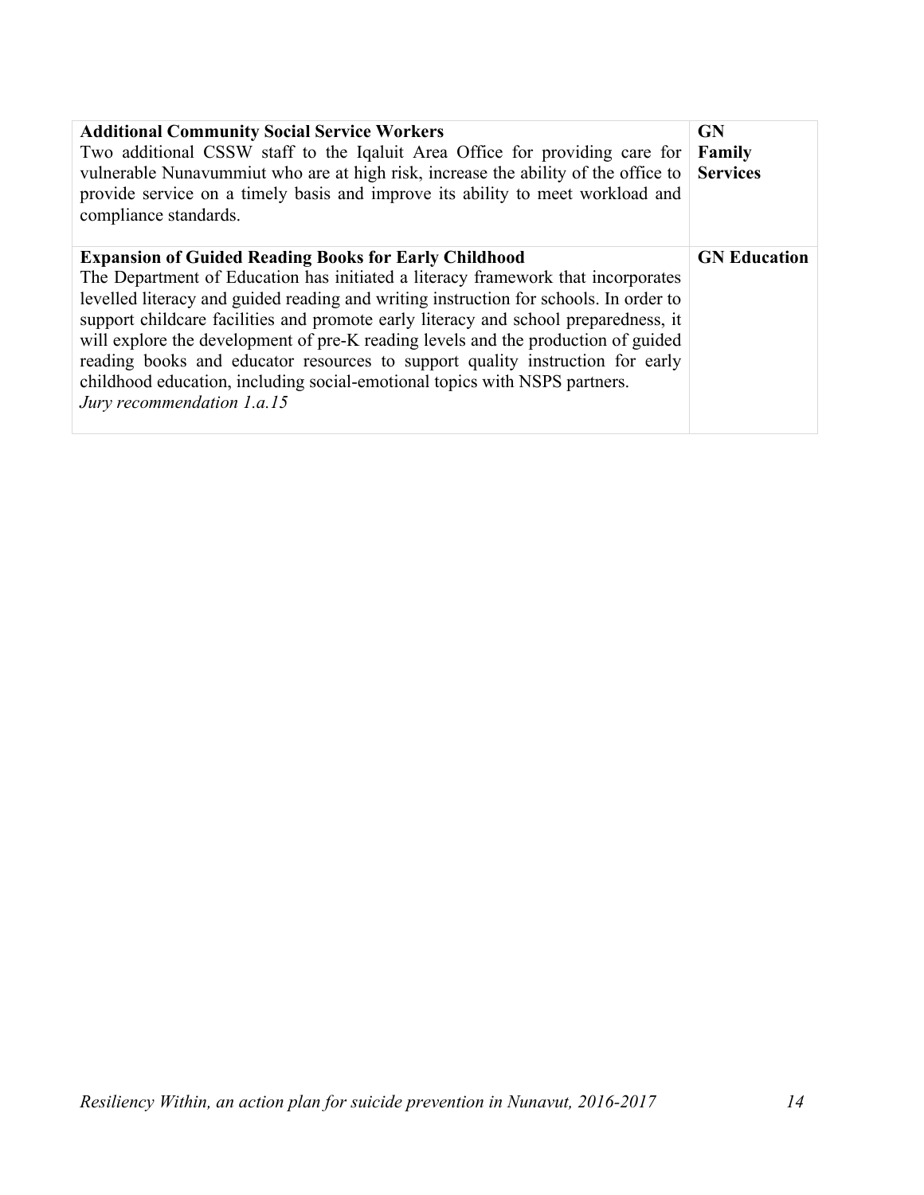| | |
|---|---|
| **Additional Community Social Service Workers**<br>Two additional CSSW staff to the Iqaluit Area Office for providing care for vulnerable Nunavummiut who are at high risk, increase the ability of the office to provide service on a timely basis and improve its ability to meet workload and compliance standards. | **GN Family Services** |
| **Expansion of Guided Reading Books for Early Childhood**<br>The Department of Education has initiated a literacy framework that incorporates levelled literacy and guided reading and writing instruction for schools. In order to support childcare facilities and promote early literacy and school preparedness, it will explore the development of pre-K reading levels and the production of guided reading books and educator resources to support quality instruction for early childhood education, including social-emotional topics with NSPS partners.<br>*Jury recommendation 1.a.15* | **GN Education** |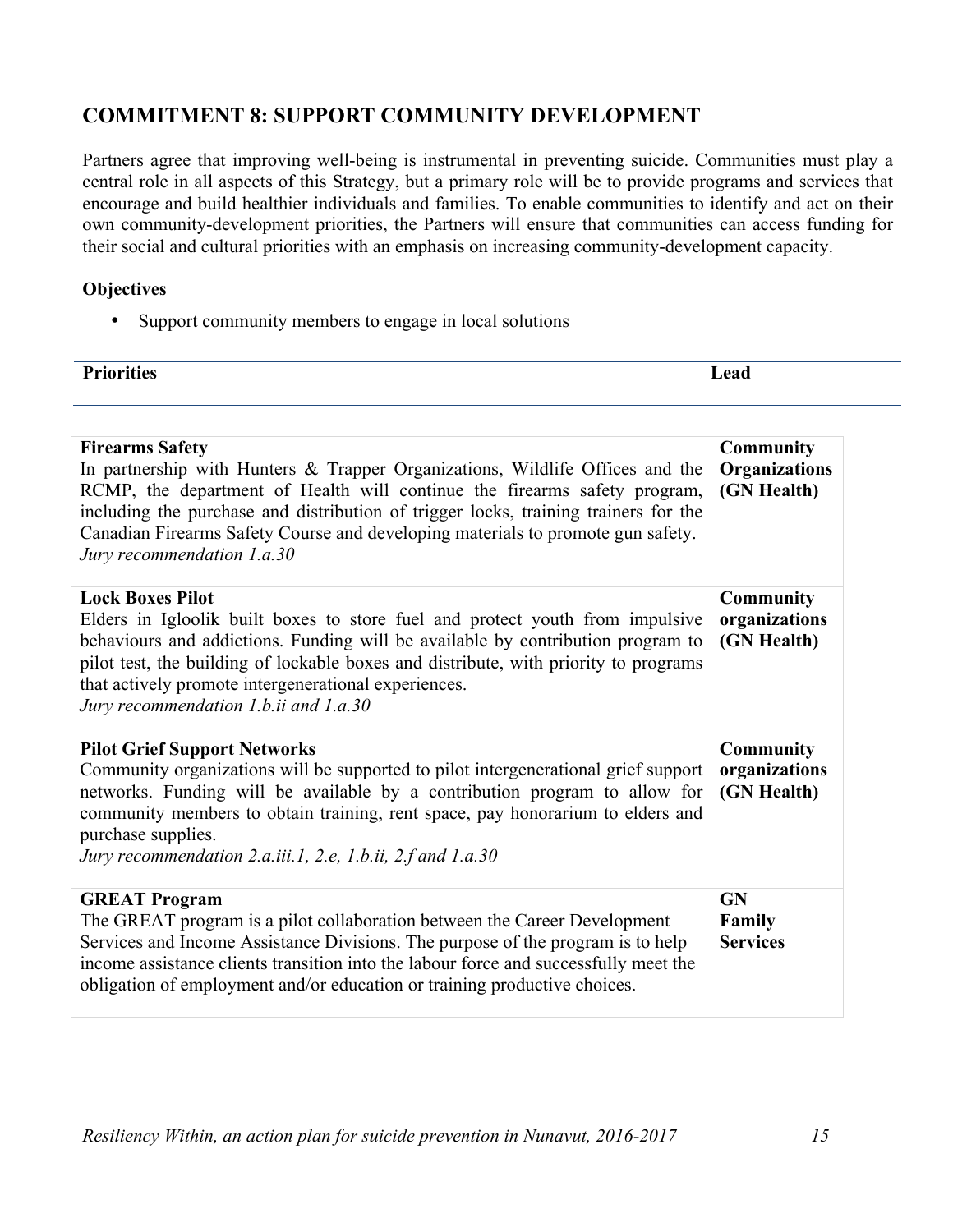## COMMITMENT 8: SUPPORT COMMUNITY DEVELOPMENT

Partners agree that improving well-being is instrumental in preventing suicide. Communities must play a central role in all aspects of this Strategy, but a primary role will be to provide programs and services that encourage and build healthier individuals and families. To enable communities to identify and act on their own community-development priorities, the Partners will ensure that communities can access funding for their social and cultural priorities with an emphasis on increasing community-development capacity.

### Objectives

- Support community members to engage in local solutions

| Priorities | Lead |
|---|---|
| **Firearms Safety**<br>In partnership with Hunters & Trapper Organizations, Wildlife Offices and the RCMP, the department of Health will continue the firearms safety program, including the purchase and distribution of trigger locks, training trainers for the Canadian Firearms Safety Course and developing materials to promote gun safety.<br>*Jury recommendation 1.a.30* | **Community Organizations (GN Health)** |
| **Lock Boxes Pilot**<br>Elders in Igloolik built boxes to store fuel and protect youth from impulsive behaviours and addictions. Funding will be available by contribution program to pilot test, the building of lockable boxes and distribute, with priority to programs that actively promote intergenerational experiences.<br>*Jury recommendation 1.b.ii and 1.a.30* | **Community organizations (GN Health)** |
| **Pilot Grief Support Networks**<br>Community organizations will be supported to pilot intergenerational grief support networks. Funding will be available by a contribution program to allow for community members to obtain training, rent space, pay honorarium to elders and purchase supplies.<br>*Jury recommendation 2.a.iii.1, 2.e, 1.b.ii, 2.f and 1.a.30* | **Community organizations (GN Health)** |
| **GREAT Program**<br>The GREAT program is a pilot collaboration between the Career Development Services and Income Assistance Divisions. The purpose of the program is to help income assistance clients transition into the labour force and successfully meet the obligation of employment and/or education or training productive choices. | **GN Family Services** |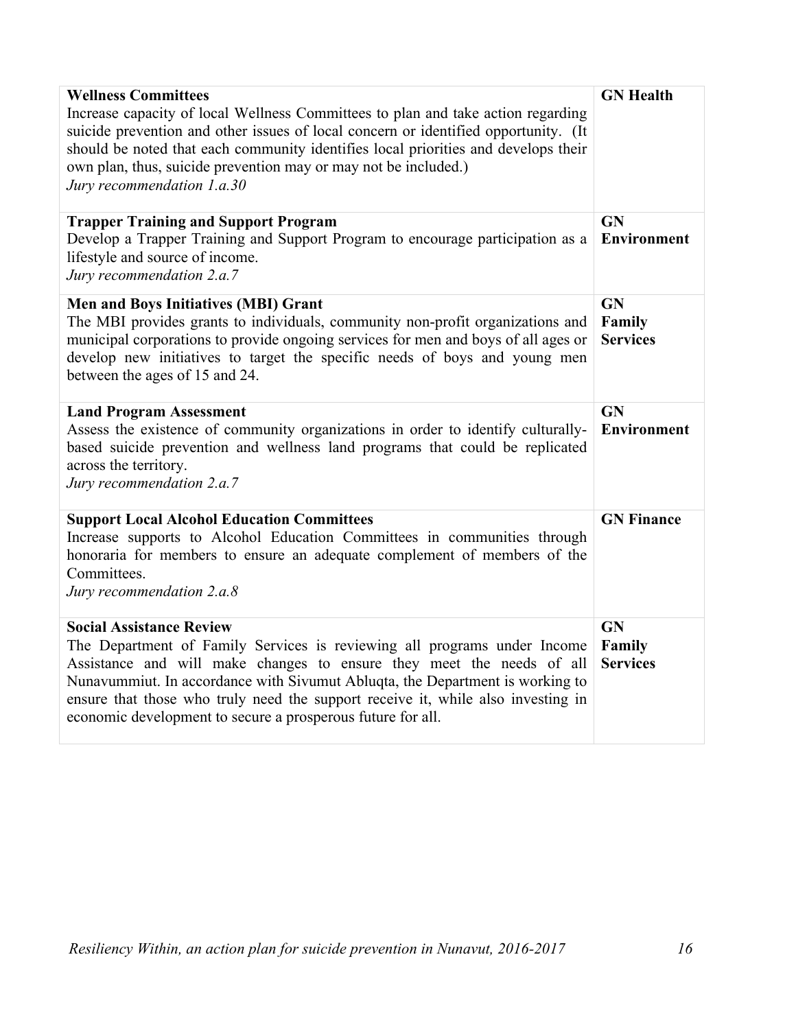| | |
|---|---|
| **Wellness Committees**<br>Increase capacity of local Wellness Committees to plan and take action regarding suicide prevention and other issues of local concern or identified opportunity. (It should be noted that each community identifies local priorities and develops their own plan, thus, suicide prevention may or may not be included.)<br>*Jury recommendation 1.a.30* | **GN Health** |
| **Trapper Training and Support Program**<br>Develop a Trapper Training and Support Program to encourage participation as a lifestyle and source of income.<br>*Jury recommendation 2.a.7* | **GN Environment** |
| **Men and Boys Initiatives (MBI) Grant**<br>The MBI provides grants to individuals, community non-profit organizations and municipal corporations to provide ongoing services for men and boys of all ages or develop new initiatives to target the specific needs of boys and young men between the ages of 15 and 24. | **GN Family Services** |
| **Land Program Assessment**<br>Assess the existence of community organizations in order to identify culturally-based suicide prevention and wellness land programs that could be replicated across the territory.<br>*Jury recommendation 2.a.7* | **GN Environment** |
| **Support Local Alcohol Education Committees**<br>Increase supports to Alcohol Education Committees in communities through honoraria for members to ensure an adequate complement of members of the Committees.<br>*Jury recommendation 2.a.8* | **GN Finance** |
| **Social Assistance Review**<br>The Department of Family Services is reviewing all programs under Income Assistance and will make changes to ensure they meet the needs of all Nunavummiut. In accordance with Sivumut Abluqta, the Department is working to ensure that those who truly need the support receive it, while also investing in economic development to secure a prosperous future for all. | **GN Family Services** |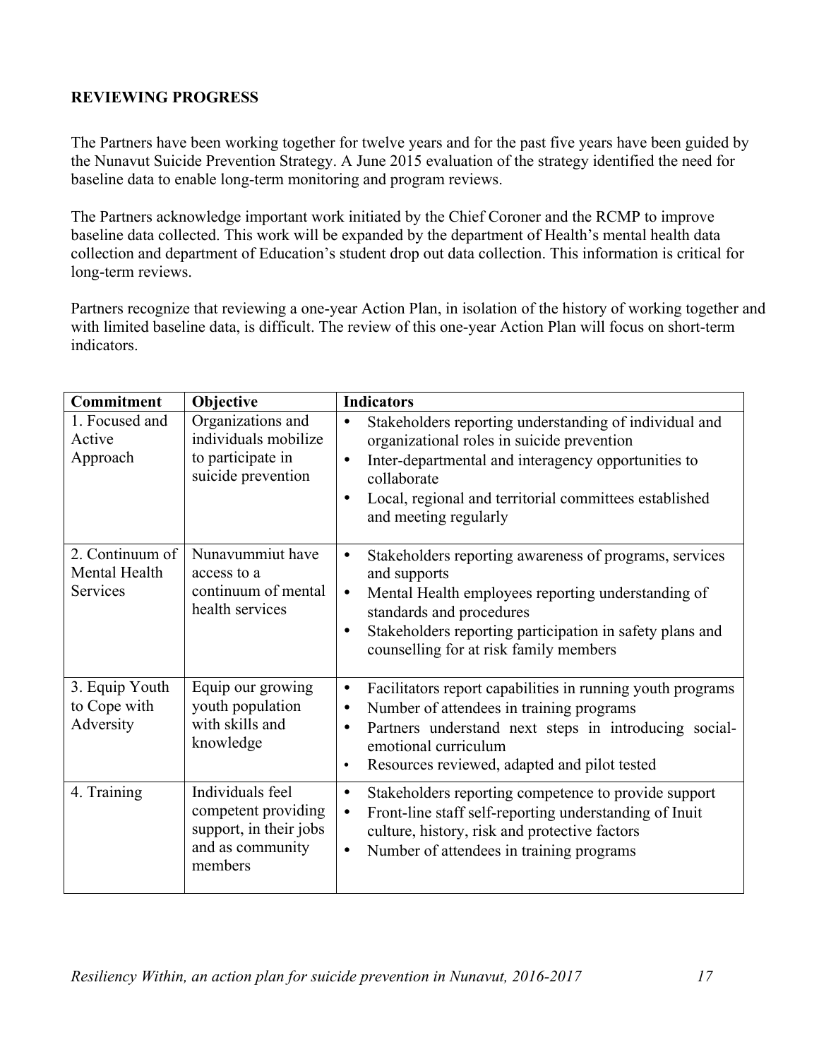**REVIEWING PROGRESS**

The Partners have been working together for twelve years and for the past five years have been guided by the Nunavut Suicide Prevention Strategy. A June 2015 evaluation of the strategy identified the need for baseline data to enable long-term monitoring and program reviews.

The Partners acknowledge important work initiated by the Chief Coroner and the RCMP to improve baseline data collected. This work will be expanded by the department of Health's mental health data collection and department of Education's student drop out data collection. This information is critical for long-term reviews.

Partners recognize that reviewing a one-year Action Plan, in isolation of the history of working together and with limited baseline data, is difficult. The review of this one-year Action Plan will focus on short-term indicators.

| Commitment | Objective | Indicators |
|---|---|---|
| 1. Focused and Active Approach | Organizations and individuals mobilize to participate in suicide prevention | • Stakeholders reporting understanding of individual and organizational roles in suicide prevention<br>• Inter-departmental and interagency opportunities to collaborate<br>• Local, regional and territorial committees established and meeting regularly |
| 2. Continuum of Mental Health Services | Nunavummiut have access to a continuum of mental health services | • Stakeholders reporting awareness of programs, services and supports<br>• Mental Health employees reporting understanding of standards and procedures<br>• Stakeholders reporting participation in safety plans and counselling for at risk family members |
| 3. Equip Youth to Cope with Adversity | Equip our growing youth population with skills and knowledge | • Facilitators report capabilities in running youth programs<br>• Number of attendees in training programs<br>• Partners understand next steps in introducing social-emotional curriculum<br>• Resources reviewed, adapted and pilot tested |
| 4. Training | Individuals feel competent providing support, in their jobs and as community members | • Stakeholders reporting competence to provide support<br>• Front-line staff self-reporting understanding of Inuit culture, history, risk and protective factors<br>• Number of attendees in training programs |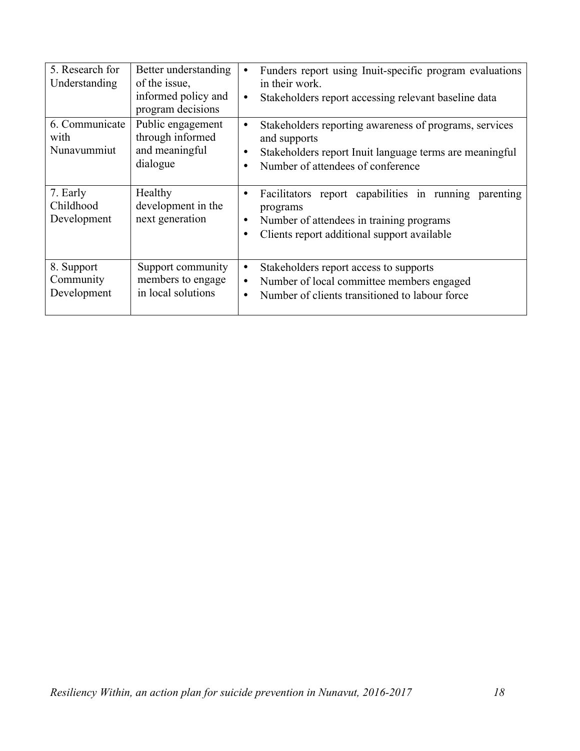| | | |
|---|---|---|
| 5. Research for Understanding | Better understanding of the issue, informed policy and program decisions | • Funders report using Inuit-specific program evaluations in their work.<br>• Stakeholders report accessing relevant baseline data |
| 6. Communicate with Nunavummiut | Public engagement through informed and meaningful dialogue | • Stakeholders reporting awareness of programs, services and supports<br>• Stakeholders report Inuit language terms are meaningful<br>• Number of attendees of conference |
| 7. Early Childhood Development | Healthy development in the next generation | • Facilitators report capabilities in running parenting programs<br>• Number of attendees in training programs<br>• Clients report additional support available |
| 8. Support Community Development | Support community members to engage in local solutions | • Stakeholders report access to supports<br>• Number of local committee members engaged<br>• Number of clients transitioned to labour force |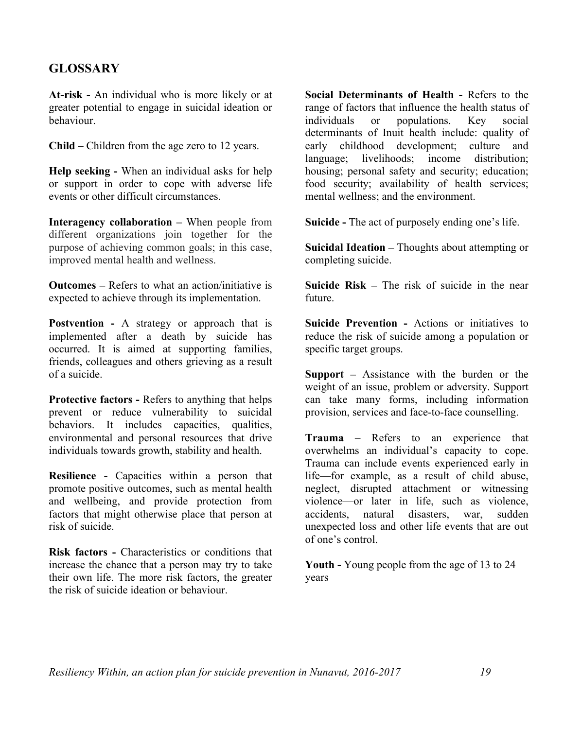## GLOSSARY

**At-risk -** An individual who is more likely or at greater potential to engage in suicidal ideation or behaviour.

**Child –** Children from the age zero to 12 years.

**Help seeking -** When an individual asks for help or support in order to cope with adverse life events or other difficult circumstances.

**Interagency collaboration –** When people from different organizations join together for the purpose of achieving common goals; in this case, improved mental health and wellness.

**Outcomes –** Refers to what an action/initiative is expected to achieve through its implementation.

**Postvention -** A strategy or approach that is implemented after a death by suicide has occurred. It is aimed at supporting families, friends, colleagues and others grieving as a result of a suicide.

**Protective factors -** Refers to anything that helps prevent or reduce vulnerability to suicidal behaviors. It includes capacities, qualities, environmental and personal resources that drive individuals towards growth, stability and health.

**Resilience -** Capacities within a person that promote positive outcomes, such as mental health and wellbeing, and provide protection from factors that might otherwise place that person at risk of suicide.

**Risk factors -** Characteristics or conditions that increase the chance that a person may try to take their own life. The more risk factors, the greater the risk of suicide ideation or behaviour.

**Social Determinants of Health -** Refers to the range of factors that influence the health status of individuals or populations. Key social determinants of Inuit health include: quality of early childhood development; culture and language; livelihoods; income distribution; housing; personal safety and security; education; food security; availability of health services; mental wellness; and the environment.

**Suicide -** The act of purposely ending one's life.

**Suicidal Ideation –** Thoughts about attempting or completing suicide.

**Suicide Risk –** The risk of suicide in the near future.

**Suicide Prevention -** Actions or initiatives to reduce the risk of suicide among a population or specific target groups.

**Support –** Assistance with the burden or the weight of an issue, problem or adversity. Support can take many forms, including information provision, services and face-to-face counselling.

**Trauma** – Refers to an experience that overwhelms an individual's capacity to cope. Trauma can include events experienced early in life—for example, as a result of child abuse, neglect, disrupted attachment or witnessing violence—or later in life, such as violence, accidents, natural disasters, war, sudden unexpected loss and other life events that are out of one's control.

**Youth -** Young people from the age of 13 to 24 years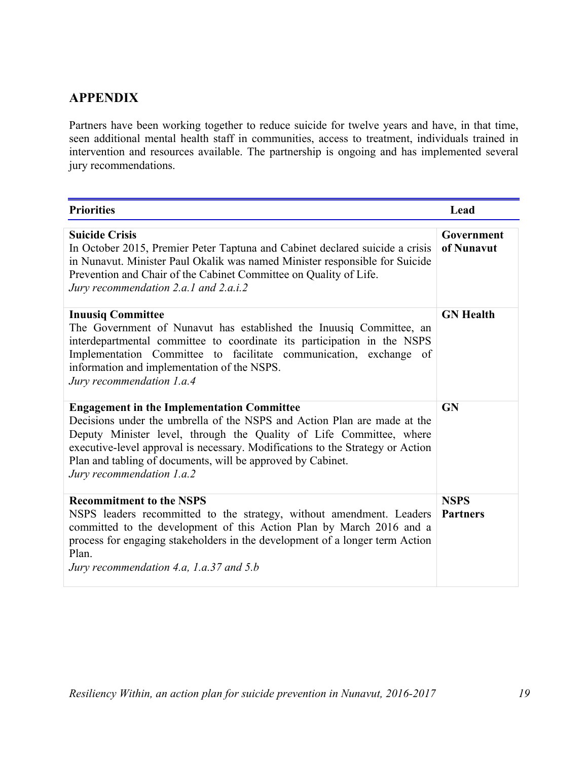## APPENDIX

Partners have been working together to reduce suicide for twelve years and have, in that time, seen additional mental health staff in communities, access to treatment, individuals trained in intervention and resources available. The partnership is ongoing and has implemented several jury recommendations.

| Priorities | Lead |
|---|---|
| **Suicide Crisis**<br>In October 2015, Premier Peter Taptuna and Cabinet declared suicide a crisis in Nunavut. Minister Paul Okalik was named Minister responsible for Suicide Prevention and Chair of the Cabinet Committee on Quality of Life.<br>*Jury recommendation 2.a.1 and 2.a.i.2* | **Government of Nunavut** |
| **Inuusiq Committee**<br>The Government of Nunavut has established the Inuusiq Committee, an interdepartmental committee to coordinate its participation in the NSPS Implementation Committee to facilitate communication, exchange of information and implementation of the NSPS.<br>*Jury recommendation 1.a.4* | **GN Health** |
| **Engagement in the Implementation Committee**<br>Decisions under the umbrella of the NSPS and Action Plan are made at the Deputy Minister level, through the Quality of Life Committee, where executive-level approval is necessary. Modifications to the Strategy or Action Plan and tabling of documents, will be approved by Cabinet.<br>*Jury recommendation 1.a.2* | **GN** |
| **Recommitment to the NSPS**<br>NSPS leaders recommitted to the strategy, without amendment. Leaders committed to the development of this Action Plan by March 2016 and a process for engaging stakeholders in the development of a longer term Action Plan.<br>*Jury recommendation 4.a, 1.a.37 and 5.b* | **NSPS Partners** |